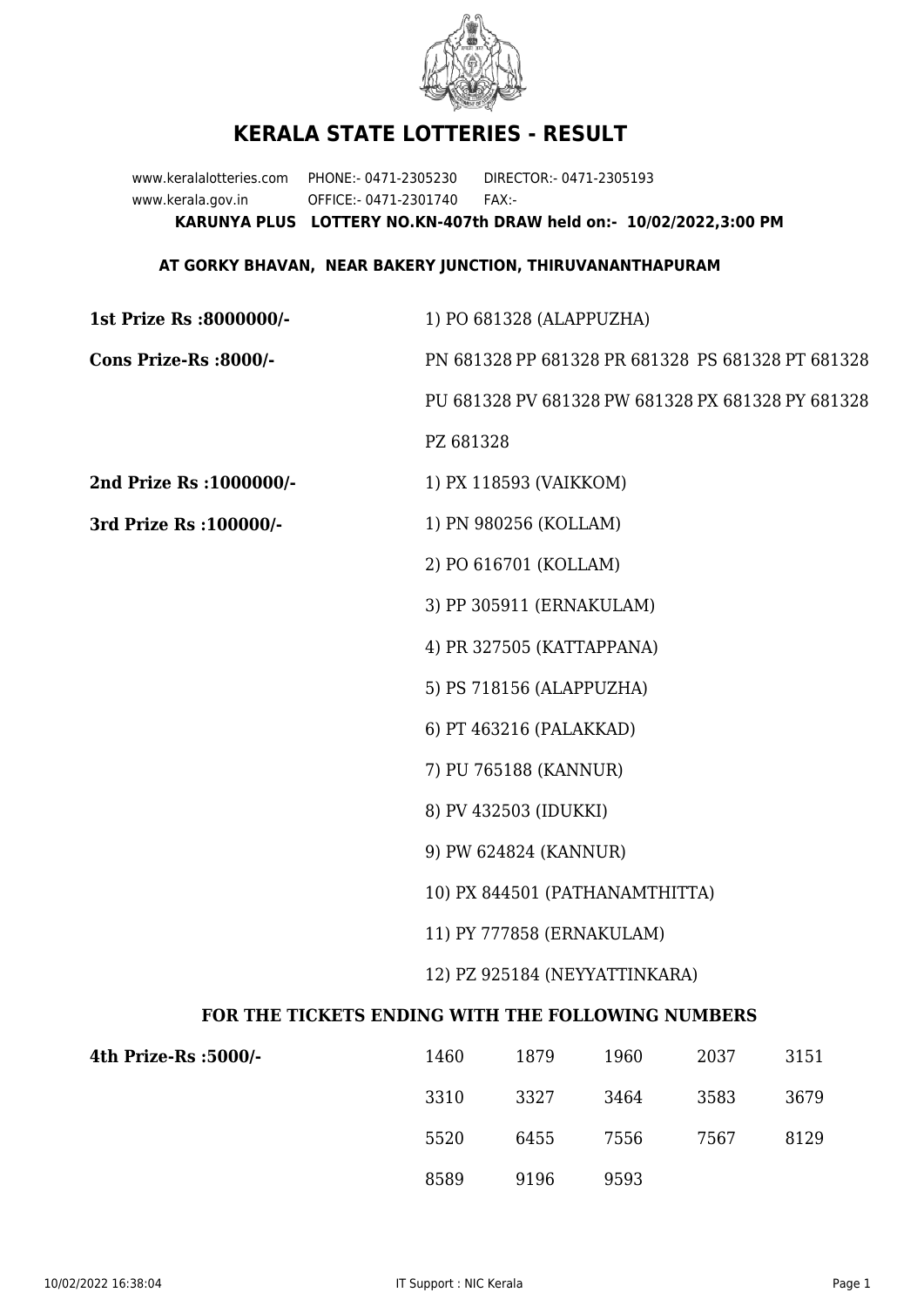# KERALA STATE LOTTERIES - RESULT

www.keralalotteries.com PHONE:- 0471-2305230 DIRECTOR:- 0471-2305193
www.kerala.gov.in OFFICE:- 0471-2301740 FAX:-

**KARUNYA PLUS LOTTERY NO.KN-407th DRAW held on:- 10/02/2022,3:00 PM**

**AT GORKY BHAVAN, NEAR BAKERY JUNCTION, THIRUVANANTHAPURAM**

**1st Prize Rs :8000000/-** 1) PO 681328 (ALAPPUZHA)

**Cons Prize-Rs :8000/-** PN 681328 PP 681328 PR 681328 PS 681328 PT 681328 PU 681328 PV 681328 PW 681328 PX 681328 PY 681328 PZ 681328

**2nd Prize Rs :1000000/-** 1) PX 118593 (VAIKKOM)

**3rd Prize Rs :100000/-**

1) PN 980256 (KOLLAM)
2) PO 616701 (KOLLAM)
3) PP 305911 (ERNAKULAM)
4) PR 327505 (KATTAPPANA)
5) PS 718156 (ALAPPUZHA)
6) PT 463216 (PALAKKAD)
7) PU 765188 (KANNUR)
8) PV 432503 (IDUKKI)
9) PW 624824 (KANNUR)
10) PX 844501 (PATHANAMTHITTA)
11) PY 777858 (ERNAKULAM)
12) PZ 925184 (NEYYATTINKARA)

**FOR THE TICKETS ENDING WITH THE FOLLOWING NUMBERS**

**4th Prize-Rs :5000/-**

| | | | | |
|---|---|---|---|---|
| 1460 | 1879 | 1960 | 2037 | 3151 |
| 3310 | 3327 | 3464 | 3583 | 3679 |
| 5520 | 6455 | 7556 | 7567 | 8129 |
| 8589 | 9196 | 9593 | | |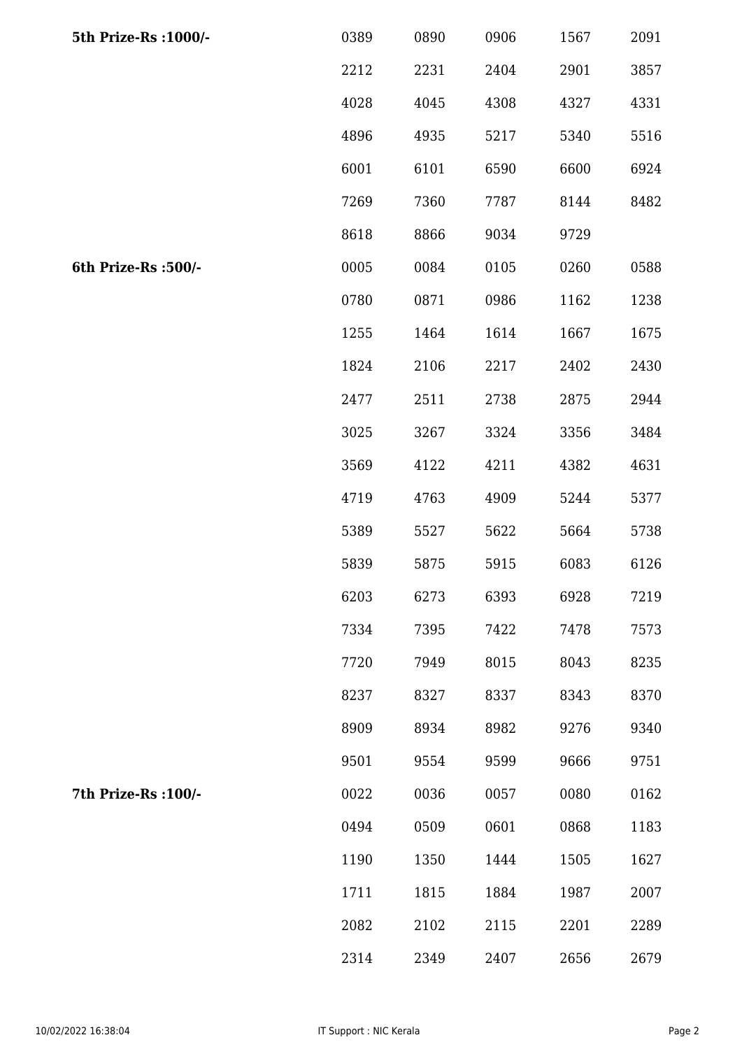| | | | | | |
|---|---|---|---|---|---|
| **5th Prize-Rs :1000/-** | 0389 | 0890 | 0906 | 1567 | 2091 |
| | 2212 | 2231 | 2404 | 2901 | 3857 |
| | 4028 | 4045 | 4308 | 4327 | 4331 |
| | 4896 | 4935 | 5217 | 5340 | 5516 |
| | 6001 | 6101 | 6590 | 6600 | 6924 |
| | 7269 | 7360 | 7787 | 8144 | 8482 |
| | 8618 | 8866 | 9034 | 9729 | |
| **6th Prize-Rs :500/-** | 0005 | 0084 | 0105 | 0260 | 0588 |
| | 0780 | 0871 | 0986 | 1162 | 1238 |
| | 1255 | 1464 | 1614 | 1667 | 1675 |
| | 1824 | 2106 | 2217 | 2402 | 2430 |
| | 2477 | 2511 | 2738 | 2875 | 2944 |
| | 3025 | 3267 | 3324 | 3356 | 3484 |
| | 3569 | 4122 | 4211 | 4382 | 4631 |
| | 4719 | 4763 | 4909 | 5244 | 5377 |
| | 5389 | 5527 | 5622 | 5664 | 5738 |
| | 5839 | 5875 | 5915 | 6083 | 6126 |
| | 6203 | 6273 | 6393 | 6928 | 7219 |
| | 7334 | 7395 | 7422 | 7478 | 7573 |
| | 7720 | 7949 | 8015 | 8043 | 8235 |
| | 8237 | 8327 | 8337 | 8343 | 8370 |
| | 8909 | 8934 | 8982 | 9276 | 9340 |
| | 9501 | 9554 | 9599 | 9666 | 9751 |
| **7th Prize-Rs :100/-** | 0022 | 0036 | 0057 | 0080 | 0162 |
| | 0494 | 0509 | 0601 | 0868 | 1183 |
| | 1190 | 1350 | 1444 | 1505 | 1627 |
| | 1711 | 1815 | 1884 | 1987 | 2007 |
| | 2082 | 2102 | 2115 | 2201 | 2289 |
| | 2314 | 2349 | 2407 | 2656 | 2679 |

10/02/2022 16:38:04 IT Support : NIC Kerala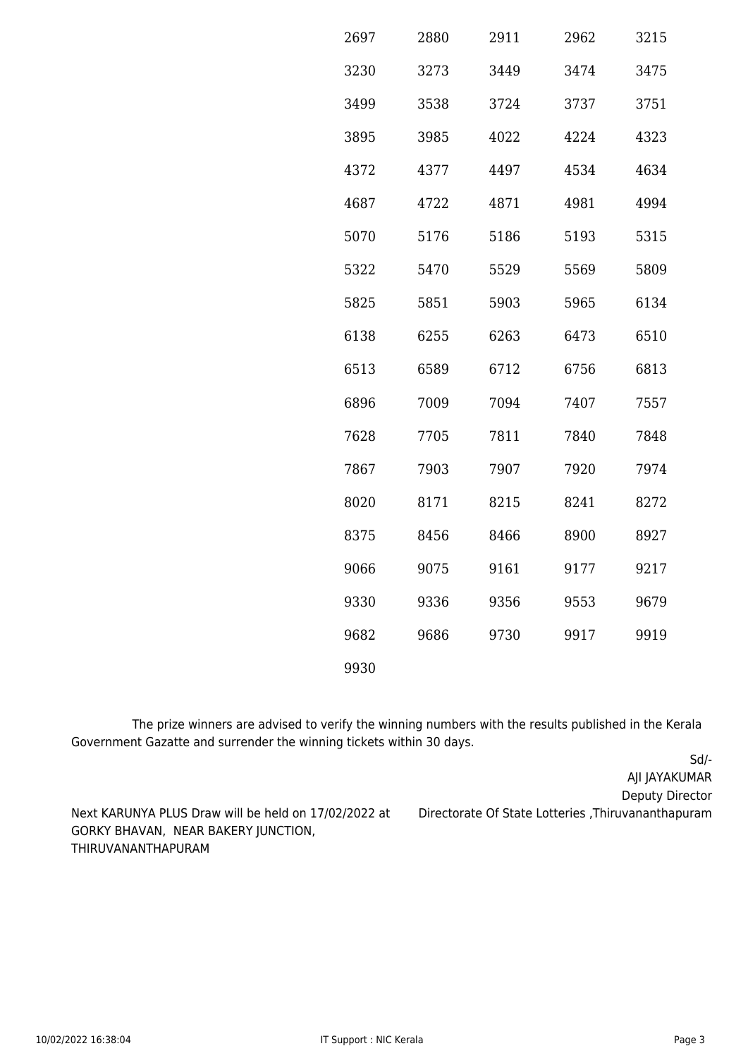| | | | | |
|---|---|---|---|---|
| 2697 | 2880 | 2911 | 2962 | 3215 |
| 3230 | 3273 | 3449 | 3474 | 3475 |
| 3499 | 3538 | 3724 | 3737 | 3751 |
| 3895 | 3985 | 4022 | 4224 | 4323 |
| 4372 | 4377 | 4497 | 4534 | 4634 |
| 4687 | 4722 | 4871 | 4981 | 4994 |
| 5070 | 5176 | 5186 | 5193 | 5315 |
| 5322 | 5470 | 5529 | 5569 | 5809 |
| 5825 | 5851 | 5903 | 5965 | 6134 |
| 6138 | 6255 | 6263 | 6473 | 6510 |
| 6513 | 6589 | 6712 | 6756 | 6813 |
| 6896 | 7009 | 7094 | 7407 | 7557 |
| 7628 | 7705 | 7811 | 7840 | 7848 |
| 7867 | 7903 | 7907 | 7920 | 7974 |
| 8020 | 8171 | 8215 | 8241 | 8272 |
| 8375 | 8456 | 8466 | 8900 | 8927 |
| 9066 | 9075 | 9161 | 9177 | 9217 |
| 9330 | 9336 | 9356 | 9553 | 9679 |
| 9682 | 9686 | 9730 | 9917 | 9919 |
| 9930 | | | | |

The prize winners are advised to verify the winning numbers with the results published in the Kerala Government Gazatte and surrender the winning tickets within 30 days.

Sd/-
AJI JAYAKUMAR
Deputy Director
Directorate Of State Lotteries ,Thiruvananthapuram

Next KARUNYA PLUS Draw will be held on 17/02/2022 at GORKY BHAVAN, NEAR BAKERY JUNCTION, THIRUVANANTHAPURAM